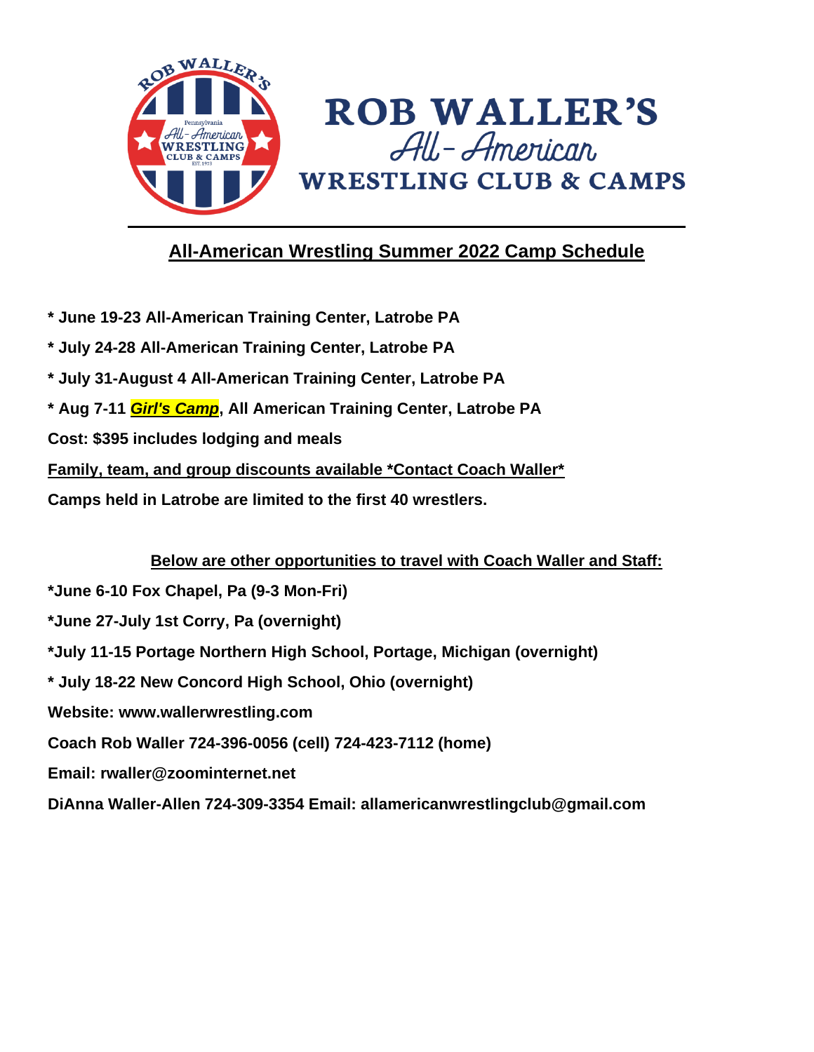# ROB WALLER'S All-American WRESTLING CLUB & CAMPS

## All-American Wrestling Summer 2022 Camp Schedule

**\* June 19-23 All-American Training Center, Latrobe PA**

**\* July 24-28 All-American Training Center, Latrobe PA**

**\* July 31-August 4 All-American Training Center, Latrobe PA**

**\* Aug 7-11 *Girl's Camp*, All American Training Center, Latrobe PA**

**Cost: $395 includes lodging and meals**

**Family, team, and group discounts available \*Contact Coach Waller\***

**Camps held in Latrobe are limited to the first 40 wrestlers.**

**Below are other opportunities to travel with Coach Waller and Staff:**

**\*June 6-10 Fox Chapel, Pa (9-3 Mon-Fri)**

**\*June 27-July 1st Corry, Pa (overnight)**

**\*July 11-15 Portage Northern High School, Portage, Michigan (overnight)**

**\* July 18-22 New Concord High School, Ohio (overnight)**

**Website: www.wallerwrestling.com**

**Coach Rob Waller 724-396-0056 (cell) 724-423-7112 (home)**

**Email: rwaller@zoominternet.net**

**DiAnna Waller-Allen 724-309-3354 Email: allamericanwrestlingclub@gmail.com**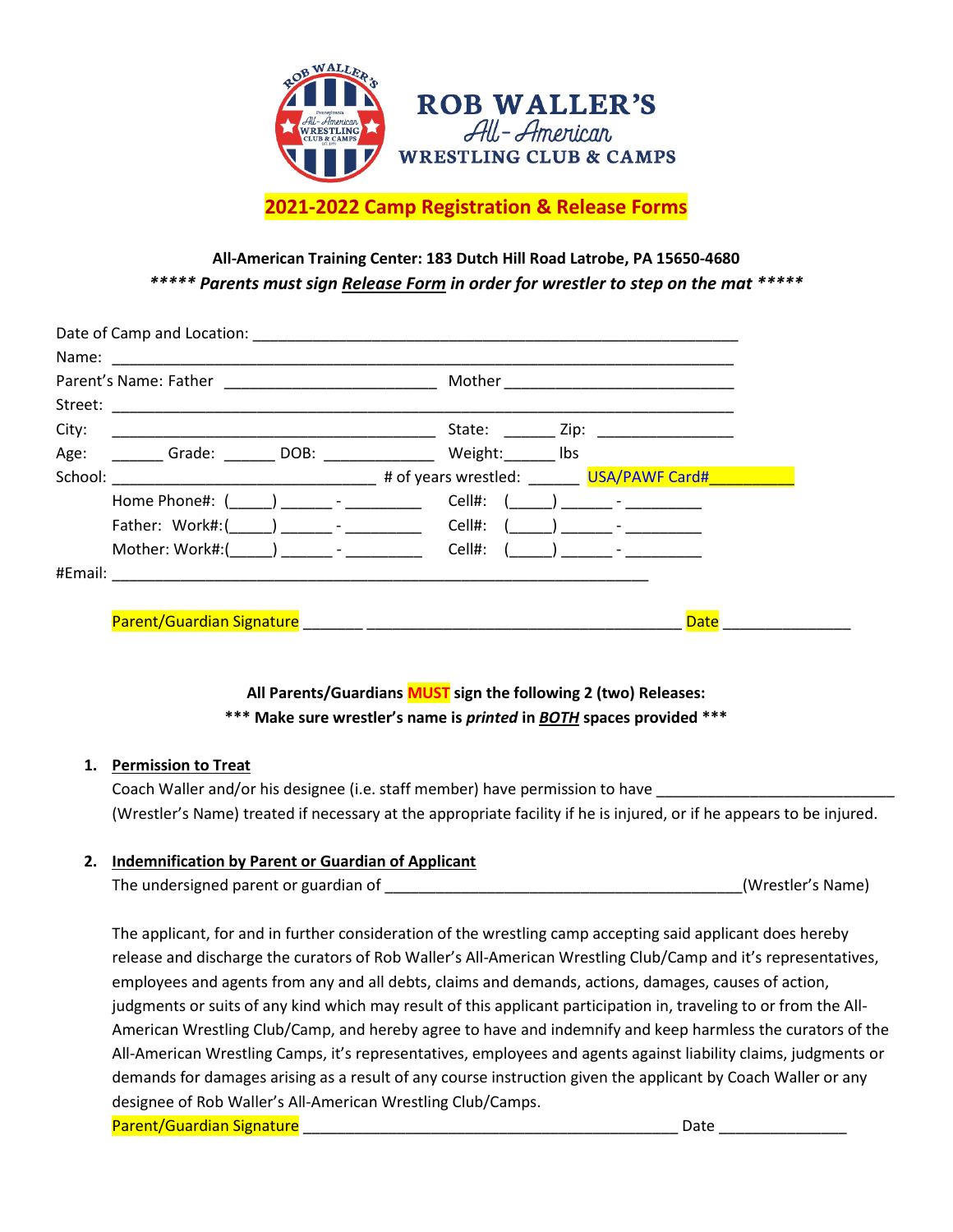# ROB WALLER'S All-American WRESTLING CLUB & CAMPS

## 2021-2022 Camp Registration & Release Forms

**All-American Training Center: 183 Dutch Hill Road Latrobe, PA 15650-4680**

***\*\*\*\*\* Parents must sign Release Form in order for wrestler to step on the mat \*\*\*\*\****

Date of Camp and Location: ___________________________________________________________

Name: _______________________________________________________________________

Parent's Name: Father ________________________ Mother __________________________

Street: _______________________________________________________________________

City: ____________________________________ State: ______ Zip: _______________

Age: ______ Grade: ______ DOB: ____________ Weight:______ lbs

School: ______________________________ # of years wrestled: ______ USA/PAWF Card#__________

Home Phone#: (_____) ______ - _________ Cell#: (_____) ______ - _________

Father: Work#:(_____) ______ - _________ Cell#: (_____) ______ - _________

Mother: Work#:(_____) ______ - _________ Cell#: (_____) ______ - _________

#Email: ____________________________________________________________

Parent/Guardian Signature _______ __________________________________ Date _______________

**All Parents/Guardians MUST sign the following 2 (two) Releases:**

**\*\*\* Make sure wrestler's name is *printed* in BOTH spaces provided \*\*\***

1. **Permission to Treat**

   Coach Waller and/or his designee (i.e. staff member) have permission to have ___________________________ (Wrestler's Name) treated if necessary at the appropriate facility if he is injured, or if he appears to be injured.

2. **Indemnification by Parent or Guardian of Applicant**

   The undersigned parent or guardian of _________________________________________(Wrestler's Name)

   The applicant, for and in further consideration of the wrestling camp accepting said applicant does hereby release and discharge the curators of Rob Waller's All-American Wrestling Club/Camp and it's representatives, employees and agents from any and all debts, claims and demands, actions, damages, causes of action, judgments or suits of any kind which may result of this applicant participation in, traveling to or from the All-American Wrestling Club/Camp, and hereby agree to have and indemnify and keep harmless the curators of the All-American Wrestling Camps, it's representatives, employees and agents against liability claims, judgments or demands for damages arising as a result of any course instruction given the applicant by Coach Waller or any designee of Rob Waller's All-American Wrestling Club/Camps.

   Parent/Guardian Signature ____________________________________________ Date _______________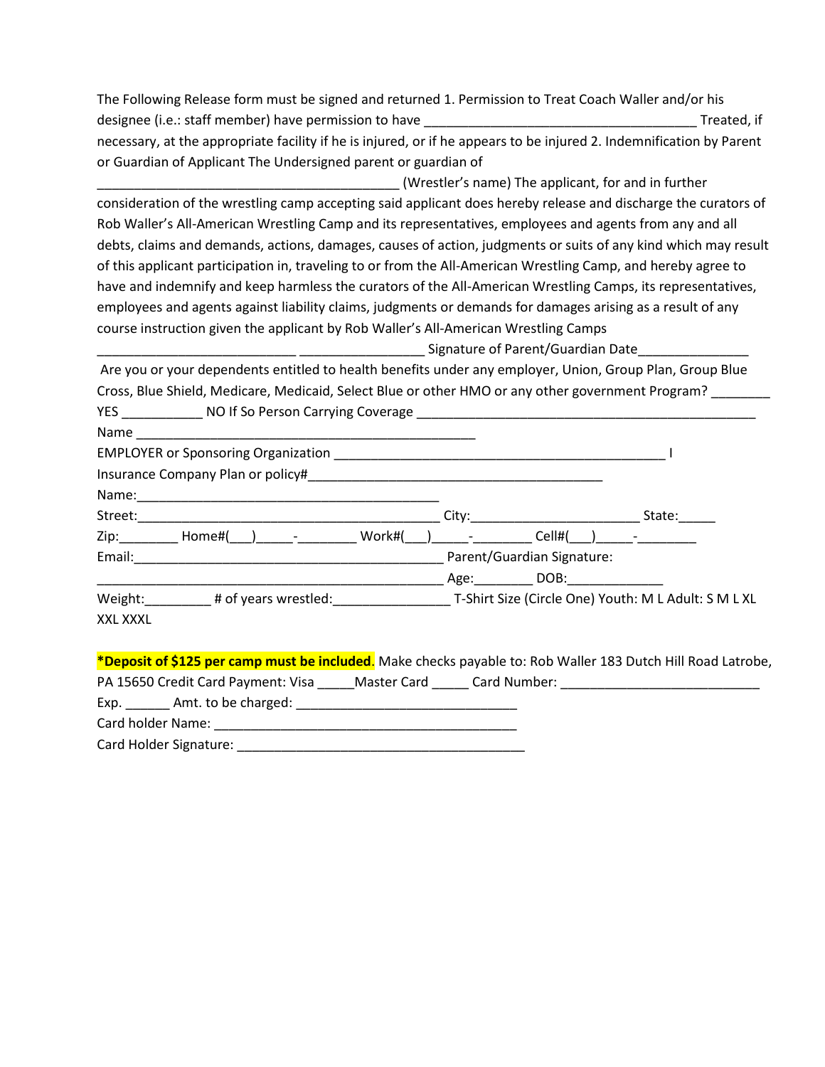The Following Release form must be signed and returned 1. Permission to Treat Coach Waller and/or his designee (i.e.: staff member) have permission to have _____________________________________ Treated, if necessary, at the appropriate facility if he is injured, or if he appears to be injured 2. Indemnification by Parent or Guardian of Applicant The Undersigned parent or guardian of _________________________________________ (Wrestler's name) The applicant, for and in further consideration of the wrestling camp accepting said applicant does hereby release and discharge the curators of Rob Waller's All-American Wrestling Camp and its representatives, employees and agents from any and all debts, claims and demands, actions, damages, causes of action, judgments or suits of any kind which may result of this applicant participation in, traveling to or from the All-American Wrestling Camp, and hereby agree to have and indemnify and keep harmless the curators of the All-American Wrestling Camps, its representatives, employees and agents against liability claims, judgments or demands for damages arising as a result of any course instruction given the applicant by Rob Waller's All-American Wrestling Camps

__________________________ ________________ Signature of Parent/Guardian Date_______________

Are you or your dependents entitled to health benefits under any employer, Union, Group Plan, Group Blue Cross, Blue Shield, Medicare, Medicaid, Select Blue or other HMO or any other government Program? ________ YES ___________ NO If So Person Carrying Coverage ____________________________________________

Name ______________________________________________

EMPLOYER or Sponsoring Organization _____________________________________________ I

Insurance Company Plan or policy#________________________________________

Name:__________________________________________

Street:_________________________________________ City:______________________ State:_____

Zip:________ Home#(___)_____-________ Work#(___)_____-________ Cell#(___)_____-________

Email:____________________________________________ Parent/Guardian Signature:

_____________________________________________ Age:________ DOB:_____________

Weight:_________ # of years wrestled:________________ T-Shirt Size (Circle One) Youth: M L Adult: S M L XL XXL XXXL

***Deposit of $125 per camp must be included**. Make checks payable to: Rob Waller 183 Dutch Hill Road Latrobe, PA 15650 Credit Card Payment: Visa _____Master Card _____ Card Number: __________________________

Exp. ______ Amt. to be charged: ______________________________

Card holder Name: _________________________________________

Card Holder Signature: _______________________________________